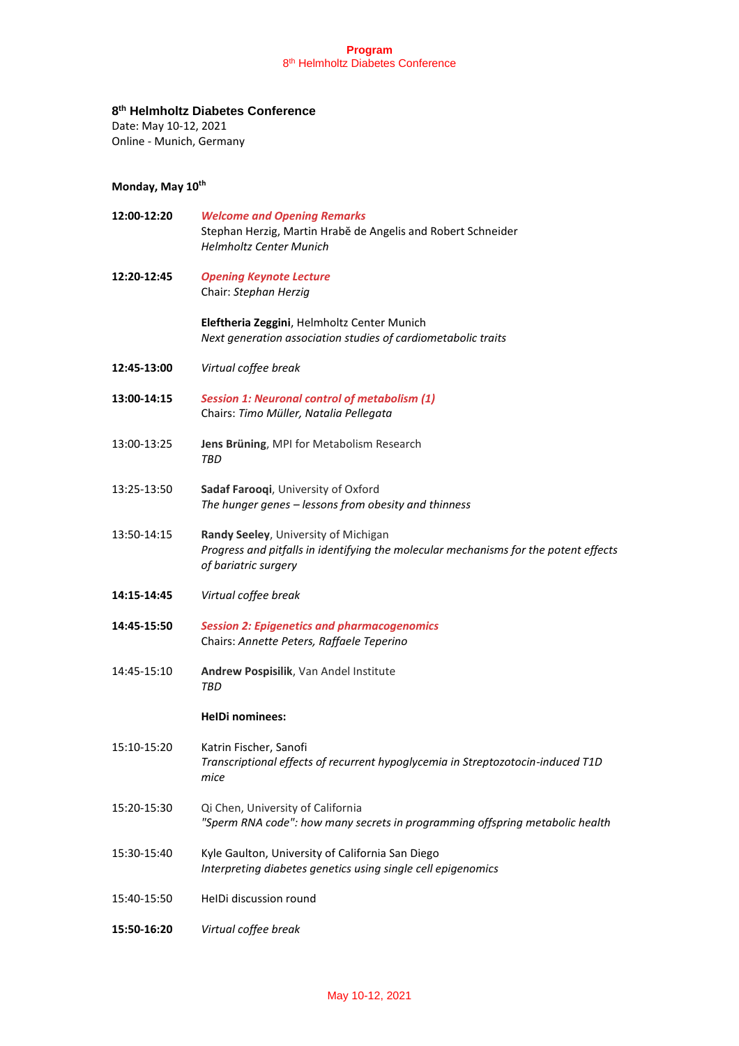# 8th Helmholtz Diabetes Conference

Date: May 10-12, 2021
Online - Munich, Germany

## Monday, May 10th

**12:00-12:20** ***Welcome and Opening Remarks***
Stephan Herzig, Martin Hrabě de Angelis and Robert Schneider
*Helmholtz Center Munich*

**12:20-12:45** ***Opening Keynote Lecture***
Chair: *Stephan Herzig*

**Eleftheria Zeggini**, Helmholtz Center Munich
*Next generation association studies of cardiometabolic traits*

**12:45-13:00** *Virtual coffee break*

**13:00-14:15** ***Session 1: Neuronal control of metabolism (1)***
Chairs: *Timo Müller, Natalia Pellegata*

13:00-13:25 **Jens Brüning**, MPI for Metabolism Research
*TBD*

13:25-13:50 **Sadaf Farooqi**, University of Oxford
*The hunger genes – lessons from obesity and thinness*

13:50-14:15 **Randy Seeley**, University of Michigan
*Progress and pitfalls in identifying the molecular mechanisms for the potent effects of bariatric surgery*

**14:15-14:45** *Virtual coffee break*

**14:45-15:50** ***Session 2: Epigenetics and pharmacogenomics***
Chairs: *Annette Peters, Raffaele Teperino*

14:45-15:10 **Andrew Pospisilik**, Van Andel Institute
*TBD*

**HelDi nominees:**

15:10-15:20 Katrin Fischer, Sanofi
*Transcriptional effects of recurrent hypoglycemia in Streptozotocin-induced T1D mice*

15:20-15:30 Qi Chen, University of California
*"Sperm RNA code": how many secrets in programming offspring metabolic health*

15:30-15:40 Kyle Gaulton, University of California San Diego
*Interpreting diabetes genetics using single cell epigenomics*

15:40-15:50 HelDi discussion round

**15:50-16:20** *Virtual coffee break*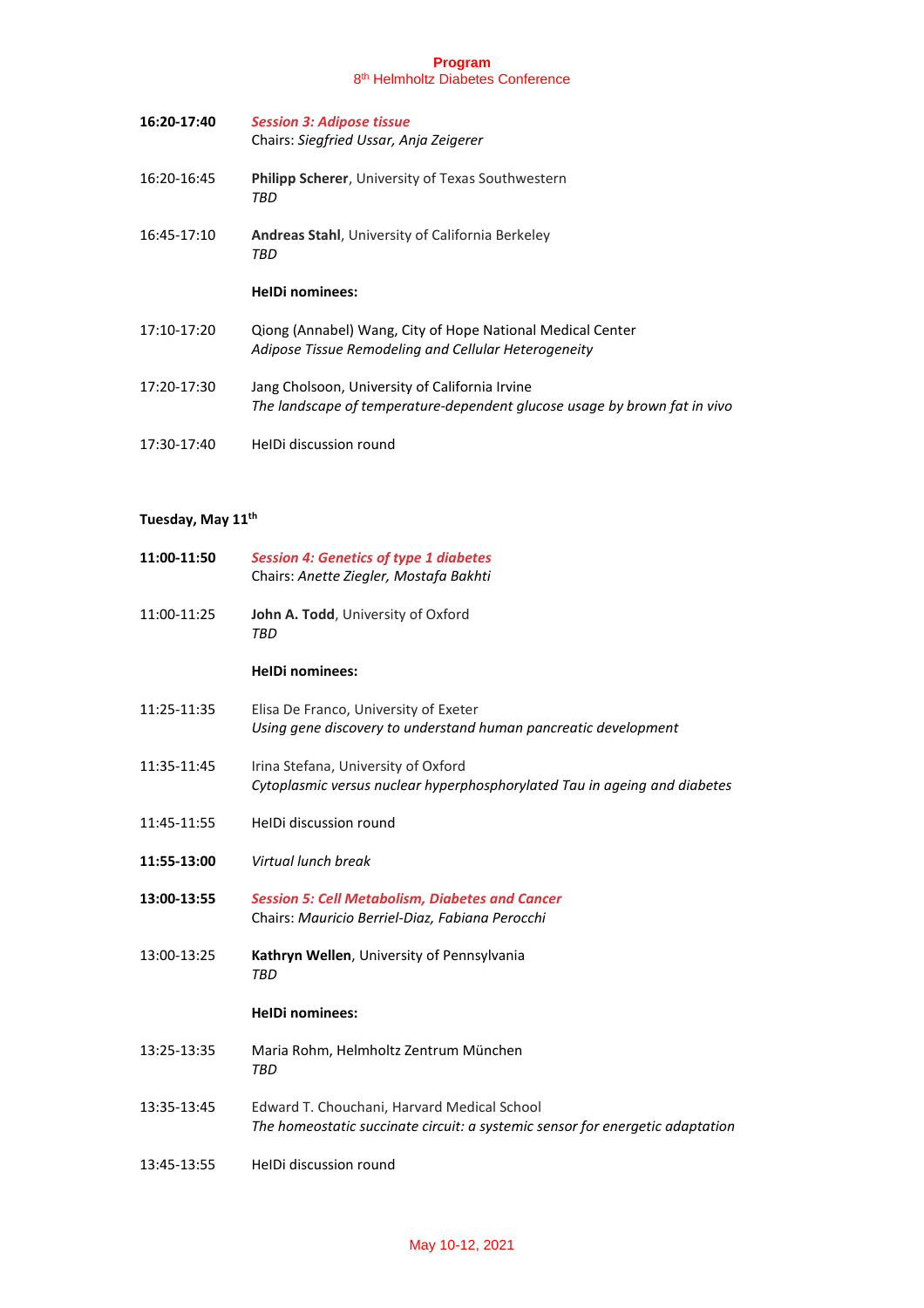**16:20-17:40** ***Session 3: Adipose tissue***
Chairs: *Siegfried Ussar, Anja Zeigerer*

16:20-16:45 **Philipp Scherer**, University of Texas Southwestern
*TBD*

16:45-17:10 **Andreas Stahl**, University of California Berkeley
*TBD*

**HelDi nominees:**

17:10-17:20 Qiong (Annabel) Wang, City of Hope National Medical Center
*Adipose Tissue Remodeling and Cellular Heterogeneity*

17:20-17:30 Jang Cholsoon, University of California Irvine
*The landscape of temperature-dependent glucose usage by brown fat in vivo*

17:30-17:40 HelDi discussion round

**Tuesday, May 11th**

**11:00-11:50** ***Session 4: Genetics of type 1 diabetes***
Chairs: *Anette Ziegler, Mostafa Bakhti*

11:00-11:25 **John A. Todd**, University of Oxford
*TBD*

**HelDi nominees:**

11:25-11:35 Elisa De Franco, University of Exeter
*Using gene discovery to understand human pancreatic development*

11:35-11:45 Irina Stefana, University of Oxford
*Cytoplasmic versus nuclear hyperphosphorylated Tau in ageing and diabetes*

11:45-11:55 HelDi discussion round

**11:55-13:00** *Virtual lunch break*

**13:00-13:55** ***Session 5: Cell Metabolism, Diabetes and Cancer***
Chairs: *Mauricio Berriel-Diaz, Fabiana Perocchi*

13:00-13:25 **Kathryn Wellen**, University of Pennsylvania
*TBD*

**HelDi nominees:**

13:25-13:35 Maria Rohm, Helmholtz Zentrum München
*TBD*

13:35-13:45 Edward T. Chouchani, Harvard Medical School
*The homeostatic succinate circuit: a systemic sensor for energetic adaptation*

13:45-13:55 HelDi discussion round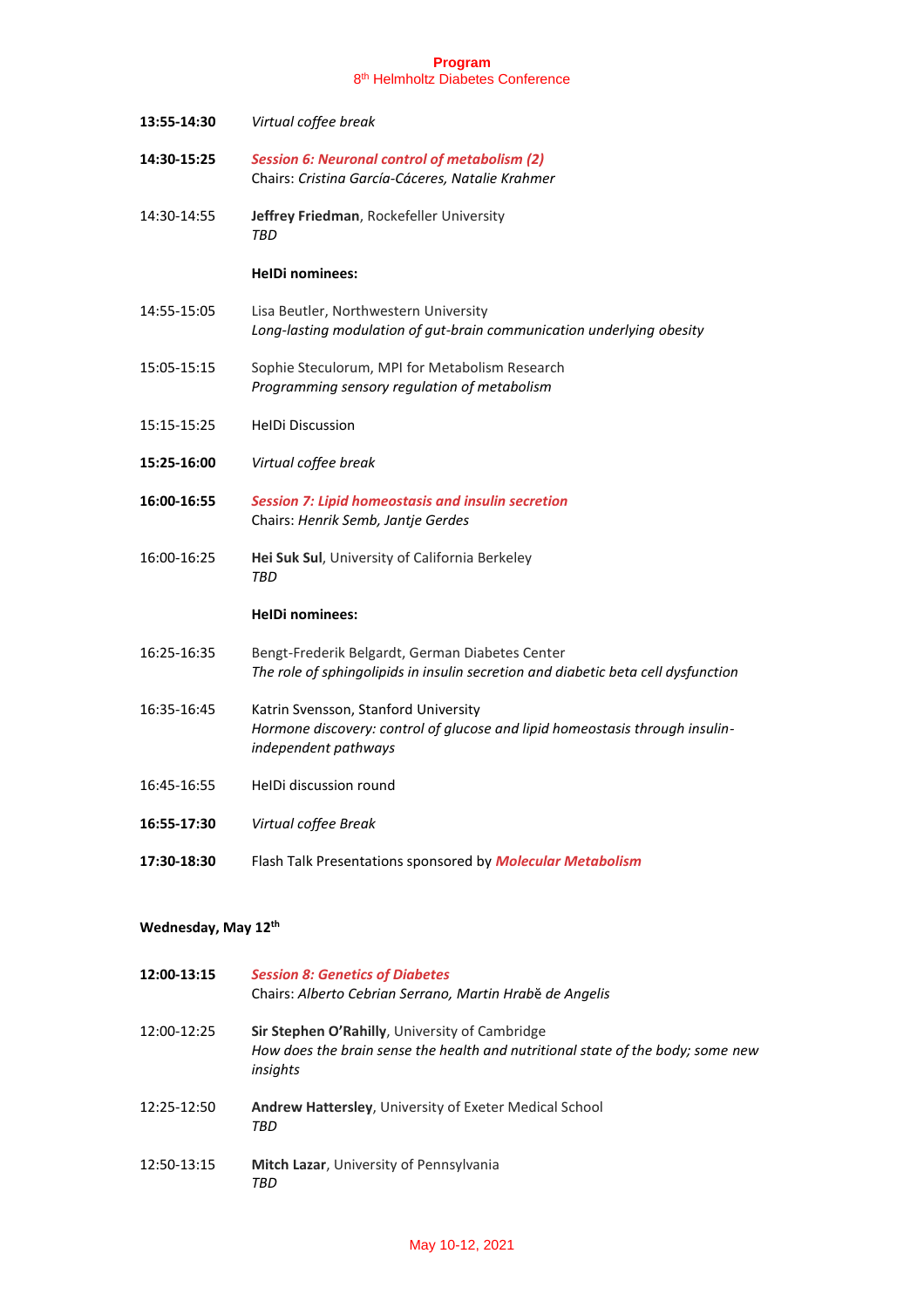**13:55-14:30** *Virtual coffee break*

**14:30-15:25** ***Session 6: Neuronal control of metabolism (2)***
Chairs: *Cristina García-Cáceres, Natalie Krahmer*

14:30-14:55 **Jeffrey Friedman**, Rockefeller University
*TBD*

**HeIDi nominees:**

14:55-15:05 Lisa Beutler, Northwestern University
*Long-lasting modulation of gut-brain communication underlying obesity*

15:05-15:15 Sophie Steculorum, MPI for Metabolism Research
*Programming sensory regulation of metabolism*

15:15-15:25 HeIDi Discussion

**15:25-16:00** *Virtual coffee break*

**16:00-16:55** ***Session 7: Lipid homeostasis and insulin secretion***
Chairs: *Henrik Semb, Jantje Gerdes*

16:00-16:25 **Hei Suk Sul**, University of California Berkeley
*TBD*

**HeIDi nominees:**

16:25-16:35 Bengt-Frederik Belgardt, German Diabetes Center
*The role of sphingolipids in insulin secretion and diabetic beta cell dysfunction*

16:35-16:45 Katrin Svensson, Stanford University
*Hormone discovery: control of glucose and lipid homeostasis through insulin-independent pathways*

16:45-16:55 HeIDi discussion round

**16:55-17:30** *Virtual coffee Break*

**17:30-18:30** Flash Talk Presentations sponsored by ***Molecular Metabolism***

**Wednesday, May 12th**

**12:00-13:15** ***Session 8: Genetics of Diabetes***
Chairs: *Alberto Cebrian Serrano, Martin Hrabě de Angelis*

12:00-12:25 **Sir Stephen O'Rahilly**, University of Cambridge
*How does the brain sense the health and nutritional state of the body; some new insights*

12:25-12:50 **Andrew Hattersley**, University of Exeter Medical School
*TBD*

12:50-13:15 **Mitch Lazar**, University of Pennsylvania
*TBD*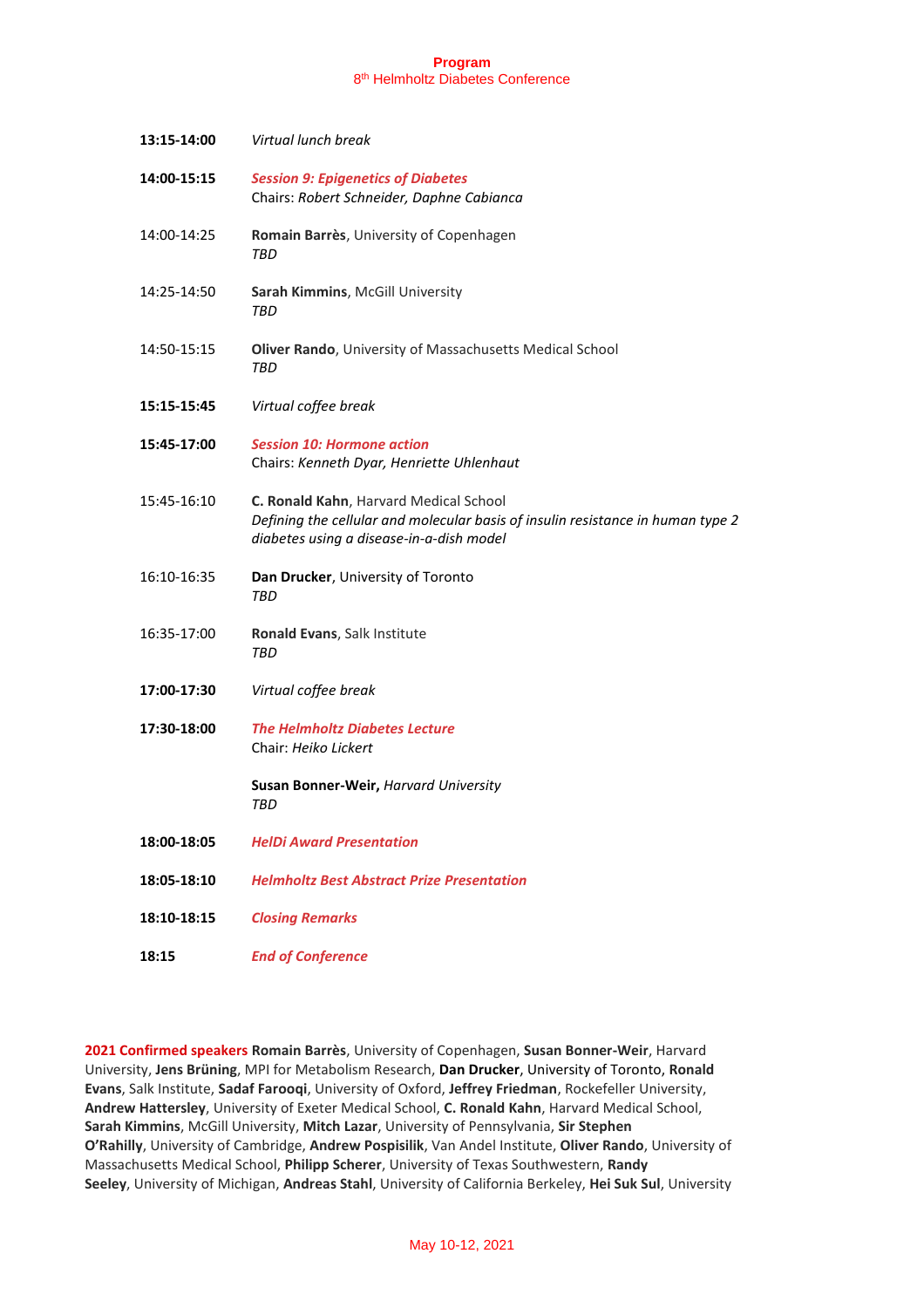| | |
|---|---|
| **13:15-14:00** | *Virtual lunch break* |
| **14:00-15:15** | ***Session 9: Epigenetics of Diabetes***<br>Chairs: *Robert Schneider, Daphne Cabianca* |
| 14:00-14:25 | **Romain Barrès**, University of Copenhagen<br>*TBD* |
| 14:25-14:50 | **Sarah Kimmins**, McGill University<br>*TBD* |
| 14:50-15:15 | **Oliver Rando**, University of Massachusetts Medical School<br>*TBD* |
| **15:15-15:45** | *Virtual coffee break* |
| **15:45-17:00** | ***Session 10: Hormone action***<br>Chairs: *Kenneth Dyar, Henriette Uhlenhaut* |
| 15:45-16:10 | **C. Ronald Kahn**, Harvard Medical School<br>*Defining the cellular and molecular basis of insulin resistance in human type 2 diabetes using a disease-in-a-dish model* |
| 16:10-16:35 | **Dan Drucker**, University of Toronto<br>*TBD* |
| 16:35-17:00 | **Ronald Evans**, Salk Institute<br>*TBD* |
| **17:00-17:30** | *Virtual coffee break* |
| **17:30-18:00** | ***The Helmholtz Diabetes Lecture***<br>Chair: *Heiko Lickert*<br><br>**Susan Bonner-Weir,** *Harvard University*<br>*TBD* |
| **18:00-18:05** | ***HelDi Award Presentation*** |
| **18:05-18:10** | ***Helmholtz Best Abstract Prize Presentation*** |
| **18:10-18:15** | ***Closing Remarks*** |
| **18:15** | ***End of Conference*** |

**2021 Confirmed speakers** **Romain Barrès**, University of Copenhagen, **Susan Bonner-Weir**, Harvard University, **Jens Brüning**, MPI for Metabolism Research, **Dan Drucker**, University of Toronto, **Ronald Evans**, Salk Institute, **Sadaf Farooqi**, University of Oxford, **Jeffrey Friedman**, Rockefeller University, **Andrew Hattersley**, University of Exeter Medical School, **C. Ronald Kahn**, Harvard Medical School, **Sarah Kimmins**, McGill University, **Mitch Lazar**, University of Pennsylvania, **Sir Stephen O'Rahilly**, University of Cambridge, **Andrew Pospisilik**, Van Andel Institute, **Oliver Rando**, University of Massachusetts Medical School, **Philipp Scherer**, University of Texas Southwestern, **Randy Seeley**, University of Michigan, **Andreas Stahl**, University of California Berkeley, **Hei Suk Sul**, University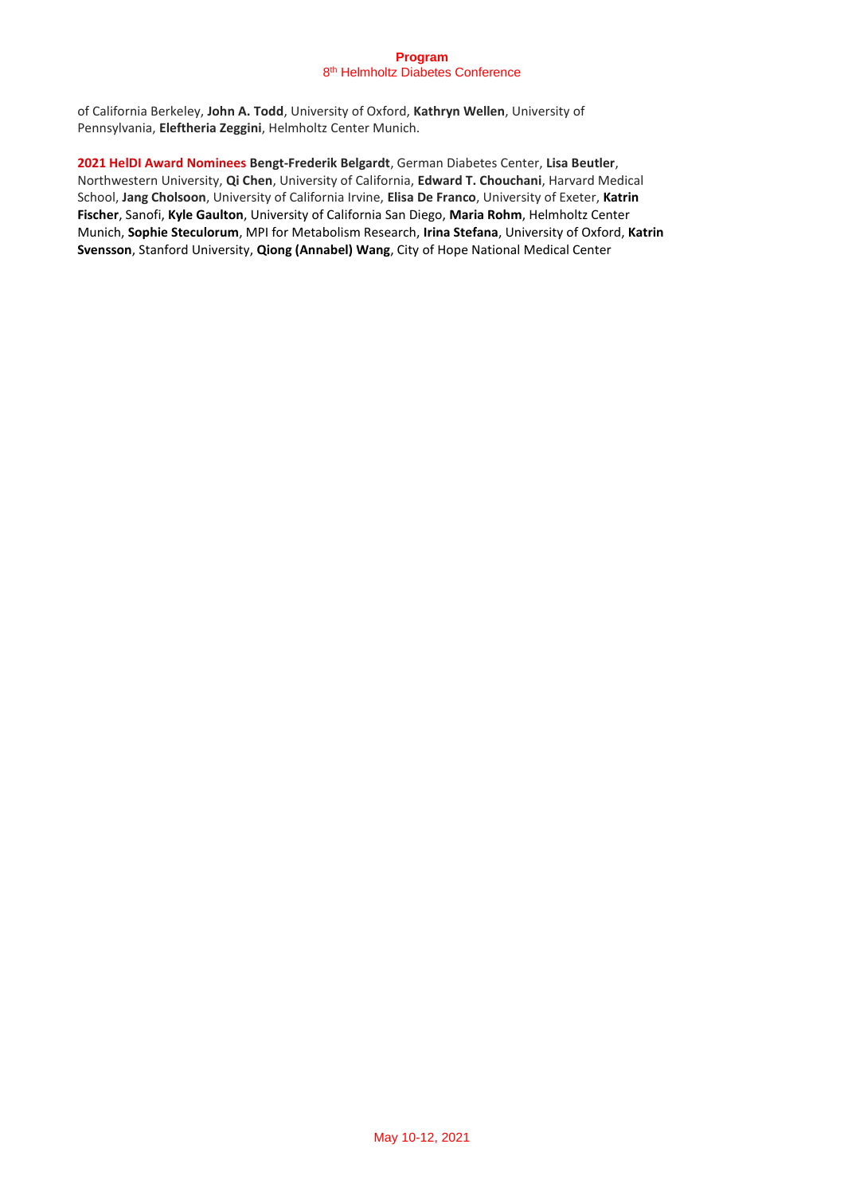of California Berkeley, **John A. Todd**, University of Oxford, **Kathryn Wellen**, University of Pennsylvania, **Eleftheria Zeggini**, Helmholtz Center Munich.

**2021 HelDI Award Nominees** **Bengt-Frederik Belgardt**, German Diabetes Center, **Lisa Beutler**, Northwestern University, **Qi Chen**, University of California, **Edward T. Chouchani**, Harvard Medical School, **Jang Cholsoon**, University of California Irvine, **Elisa De Franco**, University of Exeter, **Katrin Fischer**, Sanofi, **Kyle Gaulton**, University of California San Diego, **Maria Rohm**, Helmholtz Center Munich, **Sophie Steculorum**, MPI for Metabolism Research, **Irina Stefana**, University of Oxford, **Katrin Svensson**, Stanford University, **Qiong (Annabel) Wang**, City of Hope National Medical Center